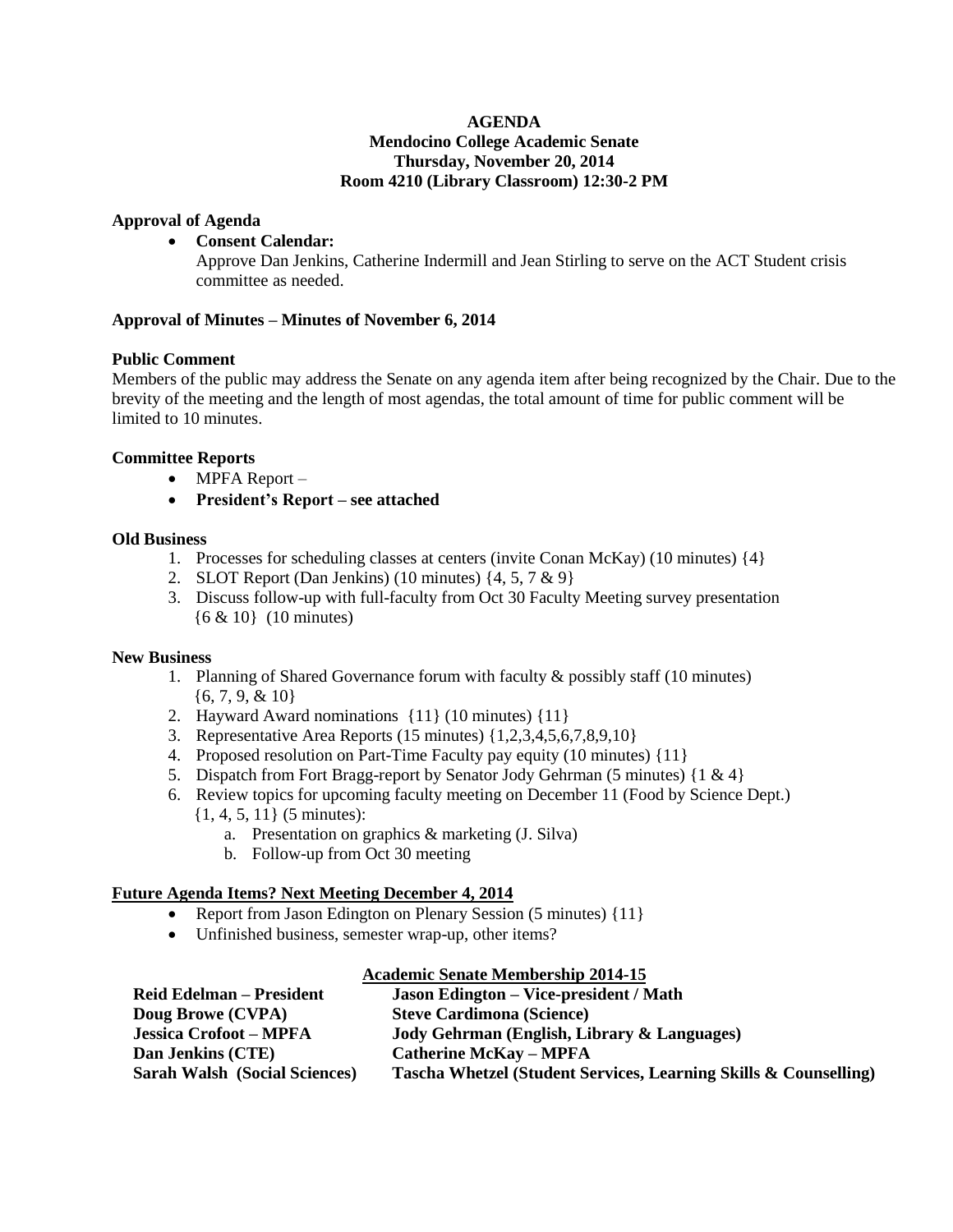# AGENDA
## Mendocino College Academic Senate
## Thursday, November 20, 2014
## Room 4210 (Library Classroom) 12:30-2 PM

**Approval of Agenda**

- **Consent Calendar:**
  Approve Dan Jenkins, Catherine Indermill and Jean Stirling to serve on the ACT Student crisis committee as needed.

**Approval of Minutes – Minutes of November 6, 2014**

**Public Comment**

Members of the public may address the Senate on any agenda item after being recognized by the Chair. Due to the brevity of the meeting and the length of most agendas, the total amount of time for public comment will be limited to 10 minutes.

**Committee Reports**

- MPFA Report –
- **President's Report – see attached**

**Old Business**

1. Processes for scheduling classes at centers (invite Conan McKay) (10 minutes) {4}
2. SLOT Report (Dan Jenkins) (10 minutes) {4, 5, 7 & 9}
3. Discuss follow-up with full-faculty from Oct 30 Faculty Meeting survey presentation {6 & 10} (10 minutes)

**New Business**

1. Planning of Shared Governance forum with faculty & possibly staff (10 minutes) {6, 7, 9, & 10}
2. Hayward Award nominations {11} (10 minutes) {11}
3. Representative Area Reports (15 minutes) {1,2,3,4,5,6,7,8,9,10}
4. Proposed resolution on Part-Time Faculty pay equity (10 minutes) {11}
5. Dispatch from Fort Bragg-report by Senator Jody Gehrman (5 minutes) {1 & 4}
6. Review topics for upcoming faculty meeting on December 11 (Food by Science Dept.) {1, 4, 5, 11} (5 minutes):
   a. Presentation on graphics & marketing (J. Silva)
   b. Follow-up from Oct 30 meeting

**Future Agenda Items? Next Meeting December 4, 2014**

- Report from Jason Edington on Plenary Session (5 minutes) {11}
- Unfinished business, semester wrap-up, other items?

**Academic Senate Membership 2014-15**

| | |
|---|---|
| **Reid Edelman – President** | **Jason Edington – Vice-president / Math** |
| **Doug Browe (CVPA)** | **Steve Cardimona (Science)** |
| **Jessica Crofoot – MPFA** | **Jody Gehrman (English, Library & Languages)** |
| **Dan Jenkins (CTE)** | **Catherine McKay – MPFA** |
| **Sarah Walsh (Social Sciences)** | **Tascha Whetzel (Student Services, Learning Skills & Counselling)** |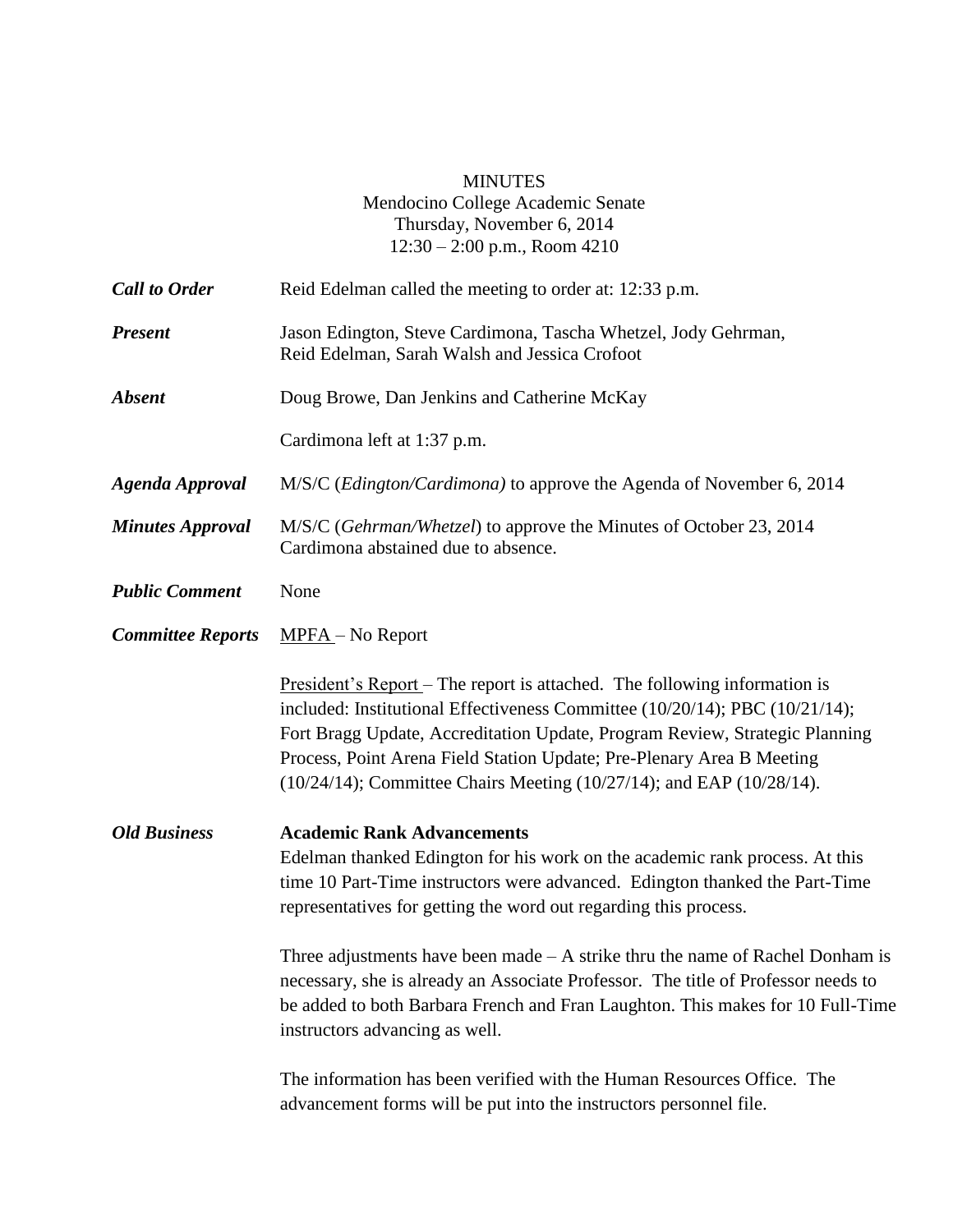MINUTES
Mendocino College Academic Senate
Thursday, November 6, 2014
12:30 – 2:00 p.m., Room 4210

***Call to Order*** Reid Edelman called the meeting to order at: 12:33 p.m.

***Present*** Jason Edington, Steve Cardimona, Tascha Whetzel, Jody Gehrman, Reid Edelman, Sarah Walsh and Jessica Crofoot

***Absent*** Doug Browe, Dan Jenkins and Catherine McKay

Cardimona left at 1:37 p.m.

***Agenda Approval*** M/S/C (*Edington/Cardimona)* to approve the Agenda of November 6, 2014

***Minutes Approval*** M/S/C (*Gehrman/Whetzel*) to approve the Minutes of October 23, 2014
Cardimona abstained due to absence.

***Public Comment*** None

***Committee Reports*** MPFA – No Report

President's Report – The report is attached. The following information is included: Institutional Effectiveness Committee (10/20/14); PBC (10/21/14); Fort Bragg Update, Accreditation Update, Program Review, Strategic Planning Process, Point Arena Field Station Update; Pre-Plenary Area B Meeting (10/24/14); Committee Chairs Meeting (10/27/14); and EAP (10/28/14).

***Old Business*** **Academic Rank Advancements**
Edelman thanked Edington for his work on the academic rank process. At this time 10 Part-Time instructors were advanced. Edington thanked the Part-Time representatives for getting the word out regarding this process.

Three adjustments have been made – A strike thru the name of Rachel Donham is necessary, she is already an Associate Professor. The title of Professor needs to be added to both Barbara French and Fran Laughton. This makes for 10 Full-Time instructors advancing as well.

The information has been verified with the Human Resources Office. The advancement forms will be put into the instructors personnel file.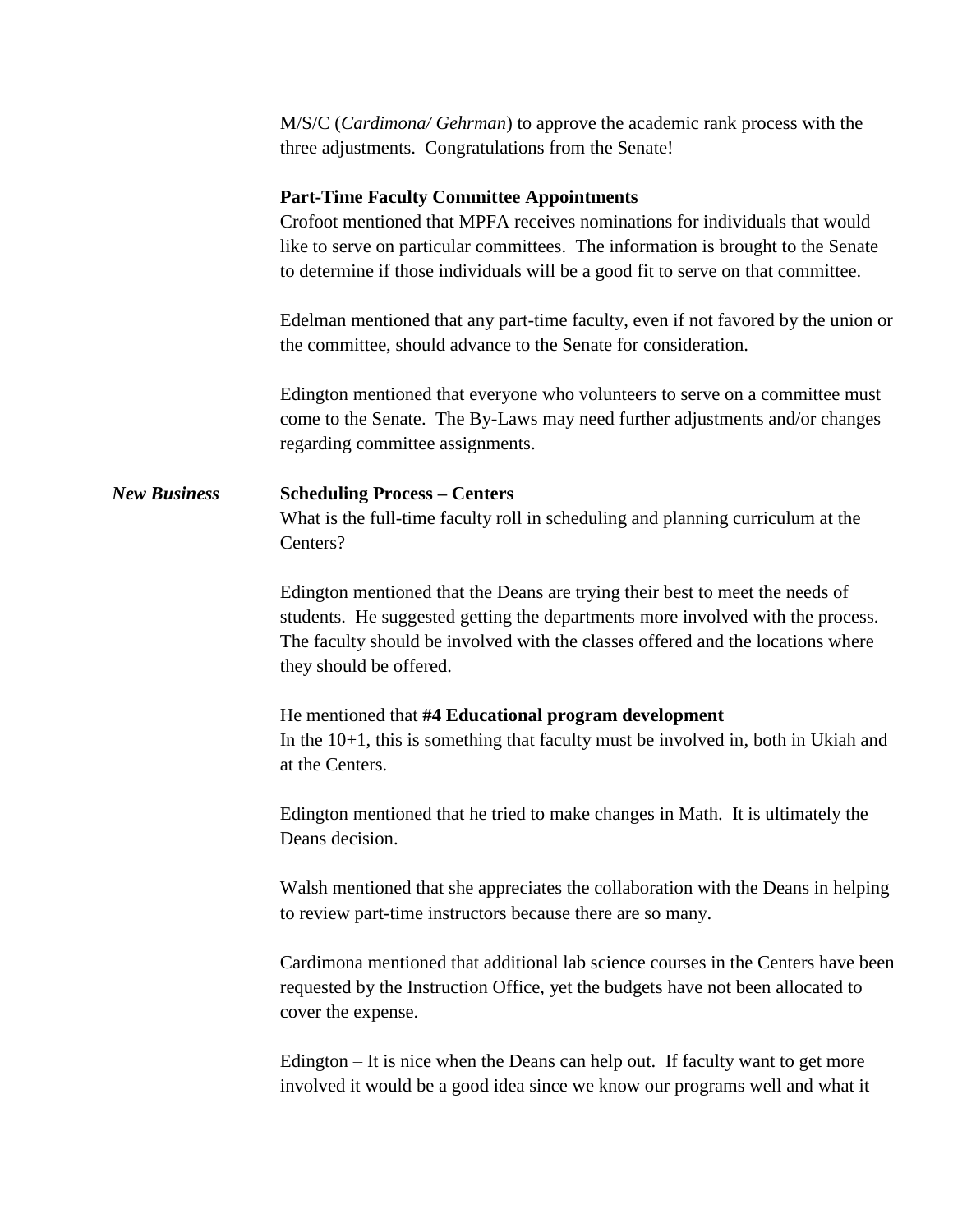M/S/C (*Cardimona/ Gehrman*) to approve the academic rank process with the three adjustments. Congratulations from the Senate!

**Part-Time Faculty Committee Appointments**

Crofoot mentioned that MPFA receives nominations for individuals that would like to serve on particular committees. The information is brought to the Senate to determine if those individuals will be a good fit to serve on that committee.

Edelman mentioned that any part-time faculty, even if not favored by the union or the committee, should advance to the Senate for consideration.

Edington mentioned that everyone who volunteers to serve on a committee must come to the Senate. The By-Laws may need further adjustments and/or changes regarding committee assignments.

***New Business***

**Scheduling Process – Centers**

What is the full-time faculty roll in scheduling and planning curriculum at the Centers?

Edington mentioned that the Deans are trying their best to meet the needs of students. He suggested getting the departments more involved with the process. The faculty should be involved with the classes offered and the locations where they should be offered.

He mentioned that **#4 Educational program development**

In the 10+1, this is something that faculty must be involved in, both in Ukiah and at the Centers.

Edington mentioned that he tried to make changes in Math. It is ultimately the Deans decision.

Walsh mentioned that she appreciates the collaboration with the Deans in helping to review part-time instructors because there are so many.

Cardimona mentioned that additional lab science courses in the Centers have been requested by the Instruction Office, yet the budgets have not been allocated to cover the expense.

Edington – It is nice when the Deans can help out. If faculty want to get more involved it would be a good idea since we know our programs well and what it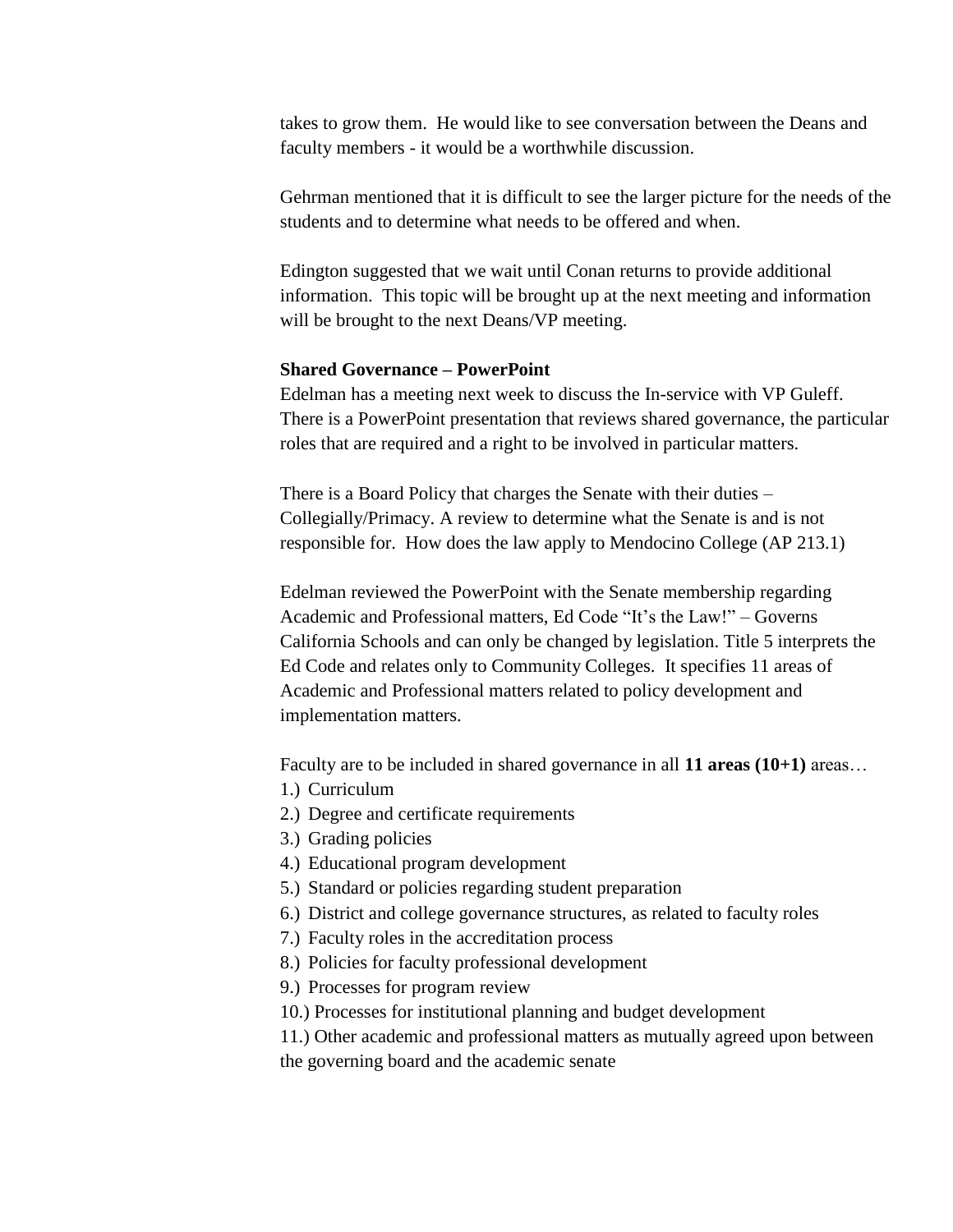takes to grow them. He would like to see conversation between the Deans and faculty members - it would be a worthwhile discussion.

Gehrman mentioned that it is difficult to see the larger picture for the needs of the students and to determine what needs to be offered and when.

Edington suggested that we wait until Conan returns to provide additional information. This topic will be brought up at the next meeting and information will be brought to the next Deans/VP meeting.

**Shared Governance – PowerPoint**

Edelman has a meeting next week to discuss the In-service with VP Guleff. There is a PowerPoint presentation that reviews shared governance, the particular roles that are required and a right to be involved in particular matters.

There is a Board Policy that charges the Senate with their duties – Collegially/Primacy. A review to determine what the Senate is and is not responsible for. How does the law apply to Mendocino College (AP 213.1)

Edelman reviewed the PowerPoint with the Senate membership regarding Academic and Professional matters, Ed Code "It's the Law!" – Governs California Schools and can only be changed by legislation. Title 5 interprets the Ed Code and relates only to Community Colleges. It specifies 11 areas of Academic and Professional matters related to policy development and implementation matters.

Faculty are to be included in shared governance in all **11 areas (10+1)** areas…

1.) Curriculum
2.) Degree and certificate requirements
3.) Grading policies
4.) Educational program development
5.) Standard or policies regarding student preparation
6.) District and college governance structures, as related to faculty roles
7.) Faculty roles in the accreditation process
8.) Policies for faculty professional development
9.) Processes for program review
10.) Processes for institutional planning and budget development
11.) Other academic and professional matters as mutually agreed upon between the governing board and the academic senate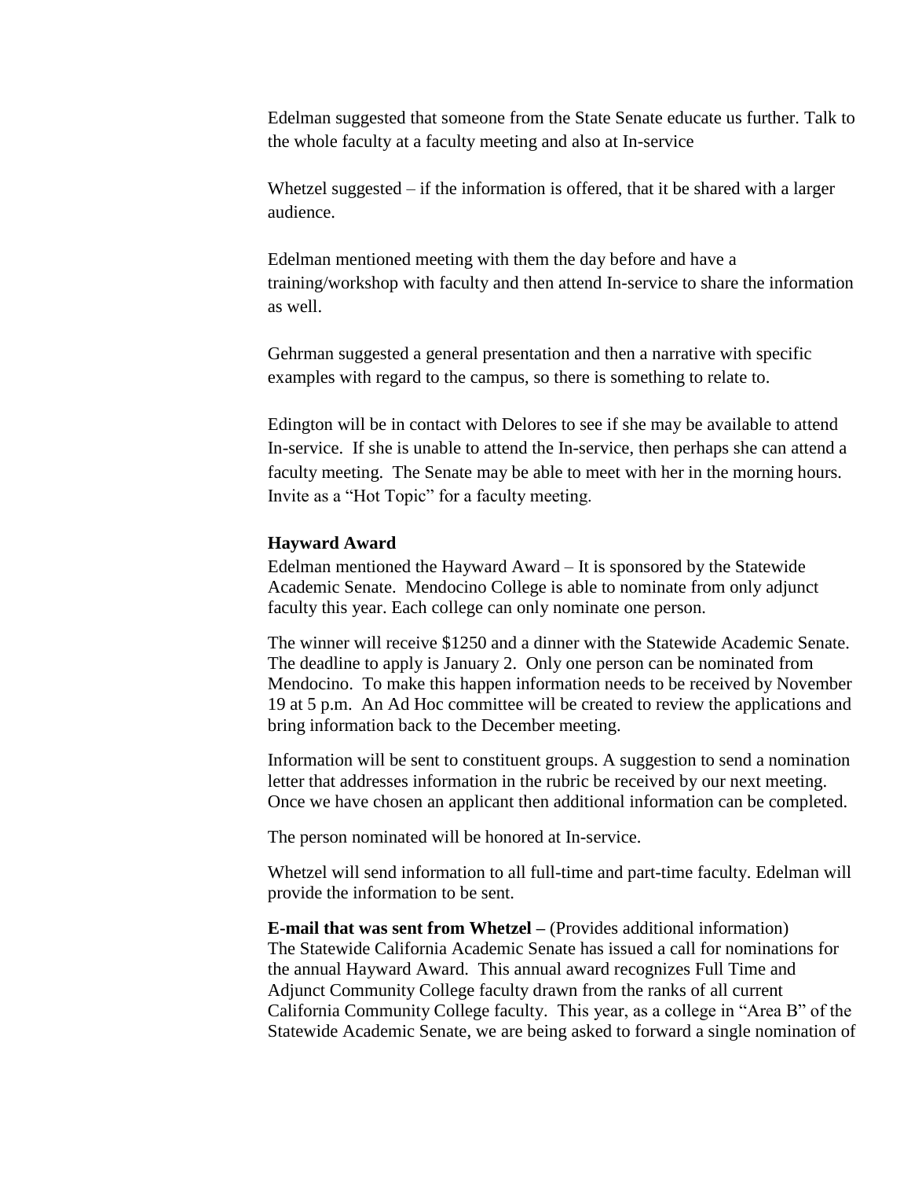Edelman suggested that someone from the State Senate educate us further. Talk to the whole faculty at a faculty meeting and also at In-service

Whetzel suggested – if the information is offered, that it be shared with a larger audience.

Edelman mentioned meeting with them the day before and have a training/workshop with faculty and then attend In-service to share the information as well.

Gehrman suggested a general presentation and then a narrative with specific examples with regard to the campus, so there is something to relate to.

Edington will be in contact with Delores to see if she may be available to attend In-service. If she is unable to attend the In-service, then perhaps she can attend a faculty meeting. The Senate may be able to meet with her in the morning hours. Invite as a "Hot Topic" for a faculty meeting.

**Hayward Award**

Edelman mentioned the Hayward Award – It is sponsored by the Statewide Academic Senate. Mendocino College is able to nominate from only adjunct faculty this year. Each college can only nominate one person.

The winner will receive $1250 and a dinner with the Statewide Academic Senate. The deadline to apply is January 2. Only one person can be nominated from Mendocino. To make this happen information needs to be received by November 19 at 5 p.m. An Ad Hoc committee will be created to review the applications and bring information back to the December meeting.

Information will be sent to constituent groups. A suggestion to send a nomination letter that addresses information in the rubric be received by our next meeting. Once we have chosen an applicant then additional information can be completed.

The person nominated will be honored at In-service.

Whetzel will send information to all full-time and part-time faculty. Edelman will provide the information to be sent.

**E-mail that was sent from Whetzel –** (Provides additional information)
The Statewide California Academic Senate has issued a call for nominations for the annual Hayward Award. This annual award recognizes Full Time and Adjunct Community College faculty drawn from the ranks of all current California Community College faculty. This year, as a college in "Area B" of the Statewide Academic Senate, we are being asked to forward a single nomination of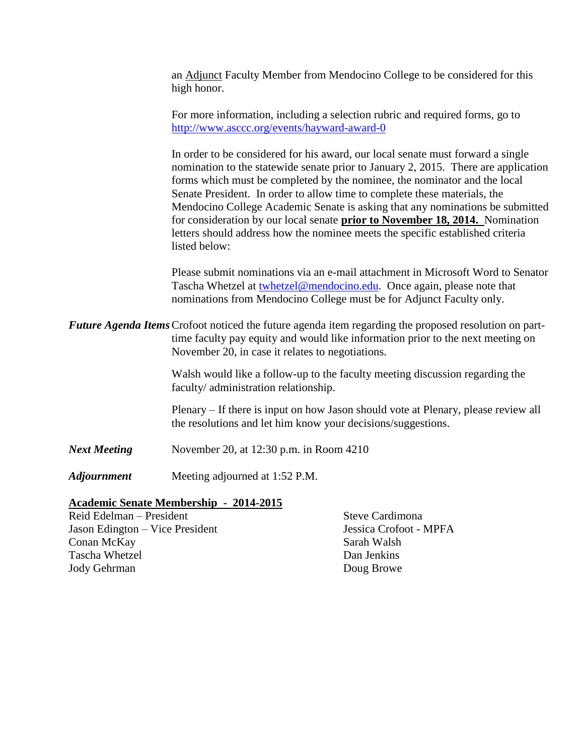an Adjunct Faculty Member from Mendocino College to be considered for this high honor.

For more information, including a selection rubric and required forms, go to http://www.asccc.org/events/hayward-award-0

In order to be considered for his award, our local senate must forward a single nomination to the statewide senate prior to January 2, 2015. There are application forms which must be completed by the nominee, the nominator and the local Senate President. In order to allow time to complete these materials, the Mendocino College Academic Senate is asking that any nominations be submitted for consideration by our local senate **prior to November 18, 2014.** Nomination letters should address how the nominee meets the specific established criteria listed below:

Please submit nominations via an e-mail attachment in Microsoft Word to Senator Tascha Whetzel at twhetzel@mendocino.edu. Once again, please note that nominations from Mendocino College must be for Adjunct Faculty only.

***Future Agenda Items*** Crofoot noticed the future agenda item regarding the proposed resolution on part-time faculty pay equity and would like information prior to the next meeting on November 20, in case it relates to negotiations.

Walsh would like a follow-up to the faculty meeting discussion regarding the faculty/ administration relationship.

Plenary – If there is input on how Jason should vote at Plenary, please review all the resolutions and let him know your decisions/suggestions.

***Next Meeting*** November 20, at 12:30 p.m. in Room 4210

***Adjournment*** Meeting adjourned at 1:52 P.M.

**Academic Senate Membership - 2014-2015**

Reid Edelman – President
Jason Edington – Vice President
Conan McKay
Tascha Whetzel
Jody Gehrman
Steve Cardimona
Jessica Crofoot - MPFA
Sarah Walsh
Dan Jenkins
Doug Browe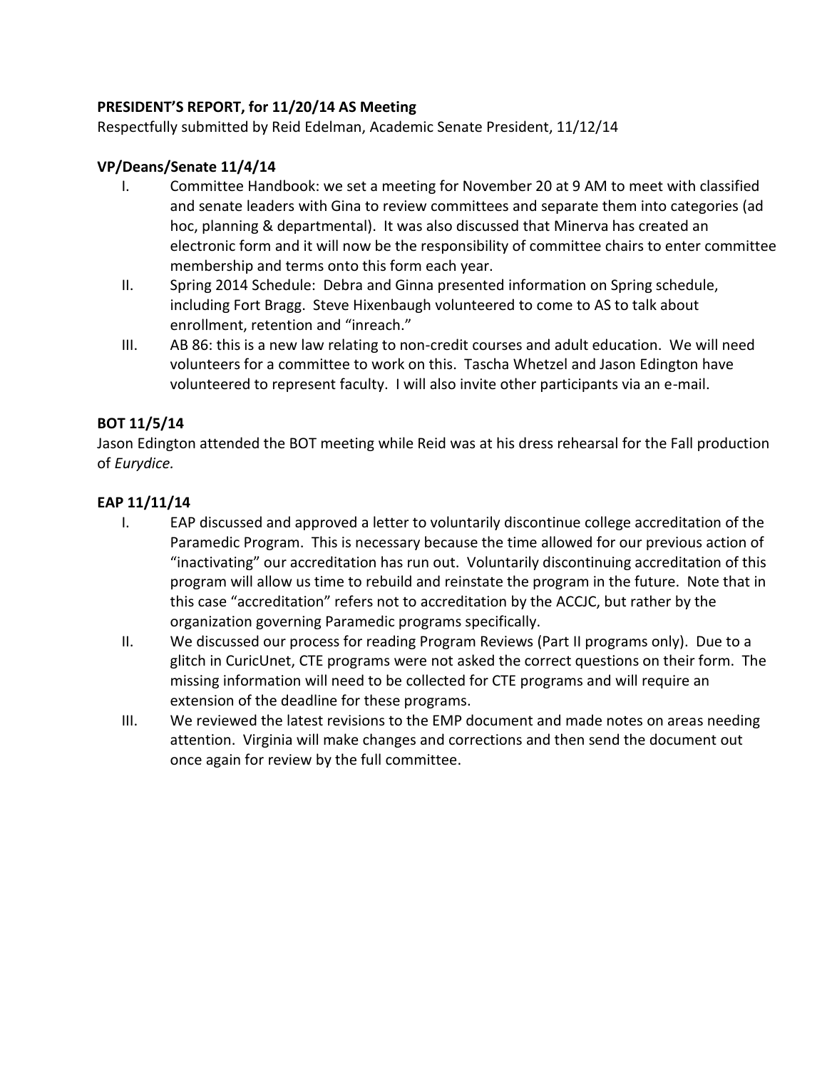**PRESIDENT'S REPORT, for 11/20/14 AS Meeting**

Respectfully submitted by Reid Edelman, Academic Senate President, 11/12/14

**VP/Deans/Senate 11/4/14**

I. Committee Handbook: we set a meeting for November 20 at 9 AM to meet with classified and senate leaders with Gina to review committees and separate them into categories (ad hoc, planning & departmental). It was also discussed that Minerva has created an electronic form and it will now be the responsibility of committee chairs to enter committee membership and terms onto this form each year.

II. Spring 2014 Schedule: Debra and Ginna presented information on Spring schedule, including Fort Bragg. Steve Hixenbaugh volunteered to come to AS to talk about enrollment, retention and "inreach."

III. AB 86: this is a new law relating to non-credit courses and adult education. We will need volunteers for a committee to work on this. Tascha Whetzel and Jason Edington have volunteered to represent faculty. I will also invite other participants via an e-mail.

**BOT 11/5/14**

Jason Edington attended the BOT meeting while Reid was at his dress rehearsal for the Fall production of *Eurydice.*

**EAP 11/11/14**

I. EAP discussed and approved a letter to voluntarily discontinue college accreditation of the Paramedic Program. This is necessary because the time allowed for our previous action of "inactivating" our accreditation has run out. Voluntarily discontinuing accreditation of this program will allow us time to rebuild and reinstate the program in the future. Note that in this case "accreditation" refers not to accreditation by the ACCJC, but rather by the organization governing Paramedic programs specifically.

II. We discussed our process for reading Program Reviews (Part II programs only). Due to a glitch in CuricUnet, CTE programs were not asked the correct questions on their form. The missing information will need to be collected for CTE programs and will require an extension of the deadline for these programs.

III. We reviewed the latest revisions to the EMP document and made notes on areas needing attention. Virginia will make changes and corrections and then send the document out once again for review by the full committee.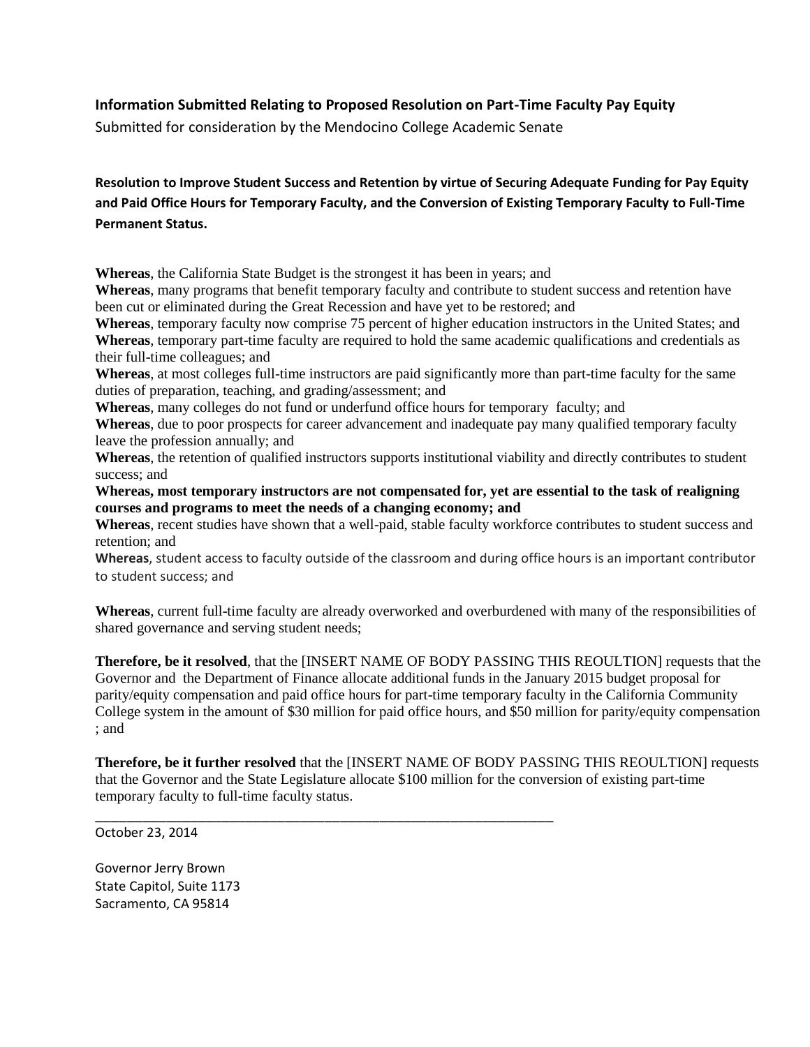**Information Submitted Relating to Proposed Resolution on Part-Time Faculty Pay Equity**

Submitted for consideration by the Mendocino College Academic Senate

**Resolution to Improve Student Success and Retention by virtue of Securing Adequate Funding for Pay Equity and Paid Office Hours for Temporary Faculty, and the Conversion of Existing Temporary Faculty to Full-Time Permanent Status.**

**Whereas**, the California State Budget is the strongest it has been in years; and

**Whereas**, many programs that benefit temporary faculty and contribute to student success and retention have been cut or eliminated during the Great Recession and have yet to be restored; and

**Whereas**, temporary faculty now comprise 75 percent of higher education instructors in the United States; and

**Whereas**, temporary part-time faculty are required to hold the same academic qualifications and credentials as their full-time colleagues; and

**Whereas**, at most colleges full-time instructors are paid significantly more than part-time faculty for the same duties of preparation, teaching, and grading/assessment; and

**Whereas**, many colleges do not fund or underfund office hours for temporary faculty; and

**Whereas**, due to poor prospects for career advancement and inadequate pay many qualified temporary faculty leave the profession annually; and

**Whereas**, the retention of qualified instructors supports institutional viability and directly contributes to student success; and

**Whereas, most temporary instructors are not compensated for, yet are essential to the task of realigning courses and programs to meet the needs of a changing economy; and**

**Whereas**, recent studies have shown that a well-paid, stable faculty workforce contributes to student success and retention; and

**Whereas**, student access to faculty outside of the classroom and during office hours is an important contributor to student success; and

**Whereas**, current full-time faculty are already overworked and overburdened with many of the responsibilities of shared governance and serving student needs;

**Therefore, be it resolved**, that the [INSERT NAME OF BODY PASSING THIS REOULTION] requests that the Governor and the Department of Finance allocate additional funds in the January 2015 budget proposal for parity/equity compensation and paid office hours for part-time temporary faculty in the California Community College system in the amount of $30 million for paid office hours, and $50 million for parity/equity compensation ; and

**Therefore, be it further resolved** that the [INSERT NAME OF BODY PASSING THIS REOULTION] requests that the Governor and the State Legislature allocate $100 million for the conversion of existing part-time temporary faculty to full-time faculty status.

---

October 23, 2014

Governor Jerry Brown
State Capitol, Suite 1173
Sacramento, CA 95814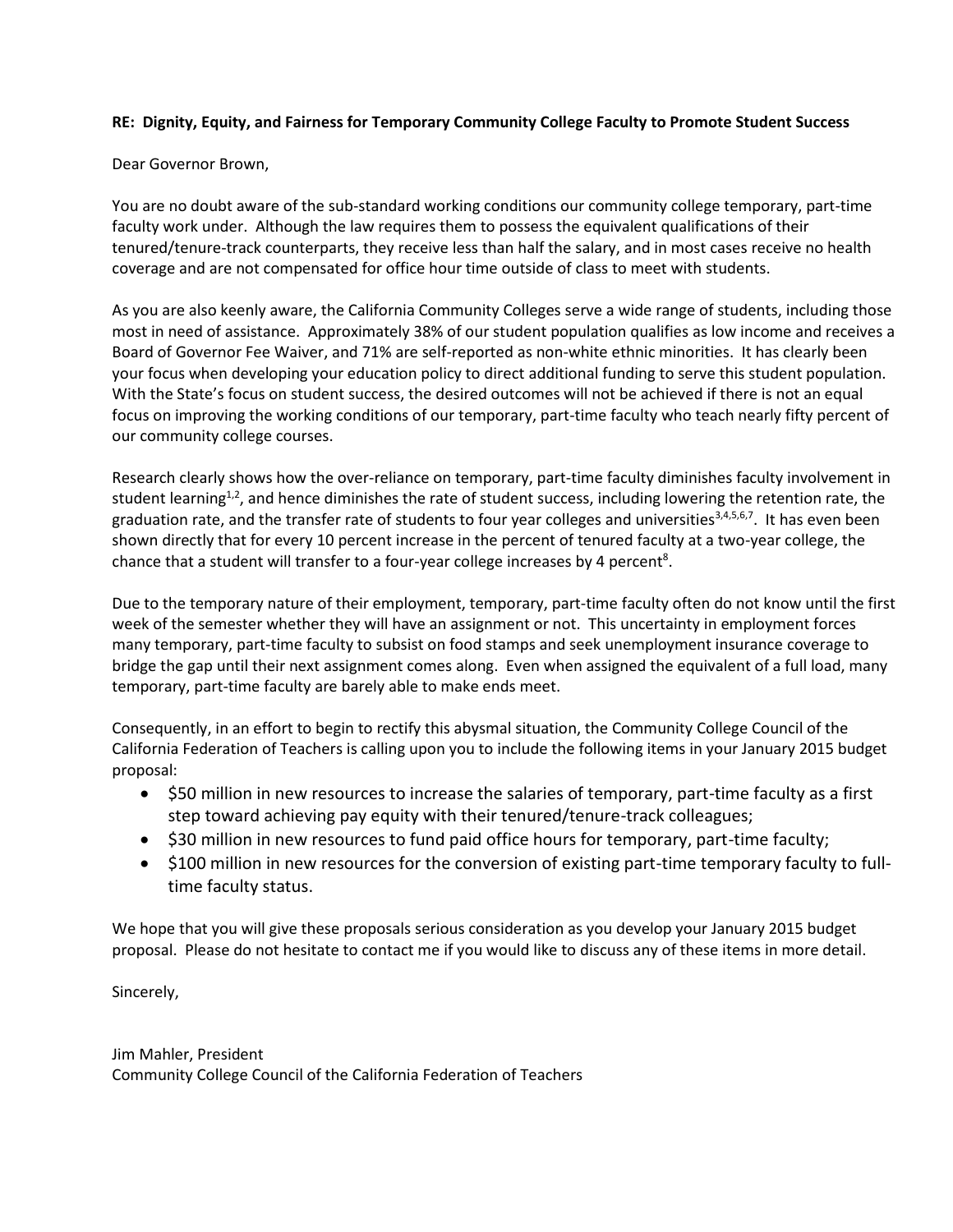**RE: Dignity, Equity, and Fairness for Temporary Community College Faculty to Promote Student Success**

Dear Governor Brown,

You are no doubt aware of the sub-standard working conditions our community college temporary, part-time faculty work under. Although the law requires them to possess the equivalent qualifications of their tenured/tenure-track counterparts, they receive less than half the salary, and in most cases receive no health coverage and are not compensated for office hour time outside of class to meet with students.

As you are also keenly aware, the California Community Colleges serve a wide range of students, including those most in need of assistance. Approximately 38% of our student population qualifies as low income and receives a Board of Governor Fee Waiver, and 71% are self-reported as non-white ethnic minorities. It has clearly been your focus when developing your education policy to direct additional funding to serve this student population. With the State's focus on student success, the desired outcomes will not be achieved if there is not an equal focus on improving the working conditions of our temporary, part-time faculty who teach nearly fifty percent of our community college courses.

Research clearly shows how the over-reliance on temporary, part-time faculty diminishes faculty involvement in student learning[1,2], and hence diminishes the rate of student success, including lowering the retention rate, the graduation rate, and the transfer rate of students to four year colleges and universities[3,4,5,6,7]. It has even been shown directly that for every 10 percent increase in the percent of tenured faculty at a two-year college, the chance that a student will transfer to a four-year college increases by 4 percent[8].

Due to the temporary nature of their employment, temporary, part-time faculty often do not know until the first week of the semester whether they will have an assignment or not. This uncertainty in employment forces many temporary, part-time faculty to subsist on food stamps and seek unemployment insurance coverage to bridge the gap until their next assignment comes along. Even when assigned the equivalent of a full load, many temporary, part-time faculty are barely able to make ends meet.

Consequently, in an effort to begin to rectify this abysmal situation, the Community College Council of the California Federation of Teachers is calling upon you to include the following items in your January 2015 budget proposal:

- $50 million in new resources to increase the salaries of temporary, part-time faculty as a first step toward achieving pay equity with their tenured/tenure-track colleagues;
- $30 million in new resources to fund paid office hours for temporary, part-time faculty;
- $100 million in new resources for the conversion of existing part-time temporary faculty to full-time faculty status.

We hope that you will give these proposals serious consideration as you develop your January 2015 budget proposal. Please do not hesitate to contact me if you would like to discuss any of these items in more detail.

Sincerely,

Jim Mahler, President
Community College Council of the California Federation of Teachers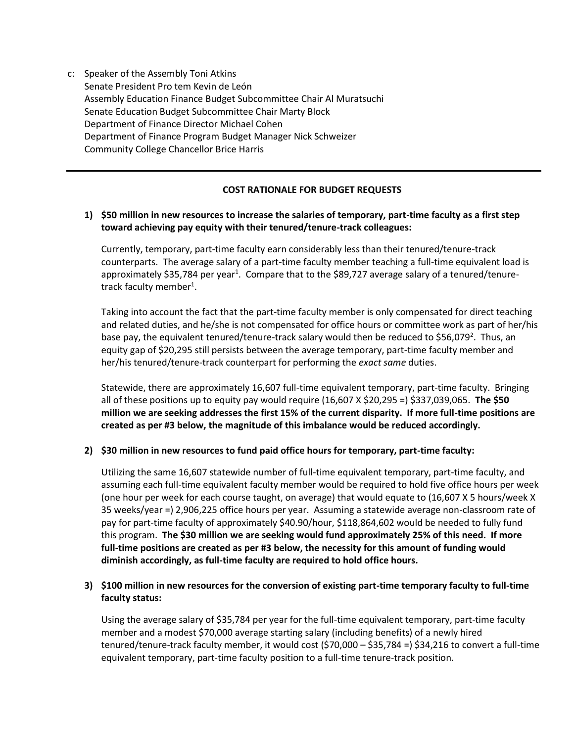c: Speaker of the Assembly Toni Atkins
Senate President Pro tem Kevin de León
Assembly Education Finance Budget Subcommittee Chair Al Muratsuchi
Senate Education Budget Subcommittee Chair Marty Block
Department of Finance Director Michael Cohen
Department of Finance Program Budget Manager Nick Schweizer
Community College Chancellor Brice Harris

---

**COST RATIONALE FOR BUDGET REQUESTS**

1) **$50 million in new resources to increase the salaries of temporary, part-time faculty as a first step toward achieving pay equity with their tenured/tenure-track colleagues:**

   Currently, temporary, part-time faculty earn considerably less than their tenured/tenure-track counterparts. The average salary of a part-time faculty member teaching a full-time equivalent load is approximately $35,784 per year[1]. Compare that to the $89,727 average salary of a tenured/tenure-track faculty member[1].

   Taking into account the fact that the part-time faculty member is only compensated for direct teaching and related duties, and he/she is not compensated for office hours or committee work as part of her/his base pay, the equivalent tenured/tenure-track salary would then be reduced to $56,079[2]. Thus, an equity gap of $20,295 still persists between the average temporary, part-time faculty member and her/his tenured/tenure-track counterpart for performing the *exact same* duties.

   Statewide, there are approximately 16,607 full-time equivalent temporary, part-time faculty. Bringing all of these positions up to equity pay would require (16,607 X $20,295 =) $337,039,065. **The $50 million we are seeking addresses the first 15% of the current disparity. If more full-time positions are created as per #3 below, the magnitude of this imbalance would be reduced accordingly.**

2) **$30 million in new resources to fund paid office hours for temporary, part-time faculty:**

   Utilizing the same 16,607 statewide number of full-time equivalent temporary, part-time faculty, and assuming each full-time equivalent faculty member would be required to hold five office hours per week (one hour per week for each course taught, on average) that would equate to (16,607 X 5 hours/week X 35 weeks/year =) 2,906,225 office hours per year. Assuming a statewide average non-classroom rate of pay for part-time faculty of approximately $40.90/hour, $118,864,602 would be needed to fully fund this program. **The $30 million we are seeking would fund approximately 25% of this need. If more full-time positions are created as per #3 below, the necessity for this amount of funding would diminish accordingly, as full-time faculty are required to hold office hours.**

3) **$100 million in new resources for the conversion of existing part-time temporary faculty to full-time faculty status:**

   Using the average salary of $35,784 per year for the full-time equivalent temporary, part-time faculty member and a modest $70,000 average starting salary (including benefits) of a newly hired tenured/tenure-track faculty member, it would cost ($70,000 – $35,784 =) $34,216 to convert a full-time equivalent temporary, part-time faculty position to a full-time tenure-track position.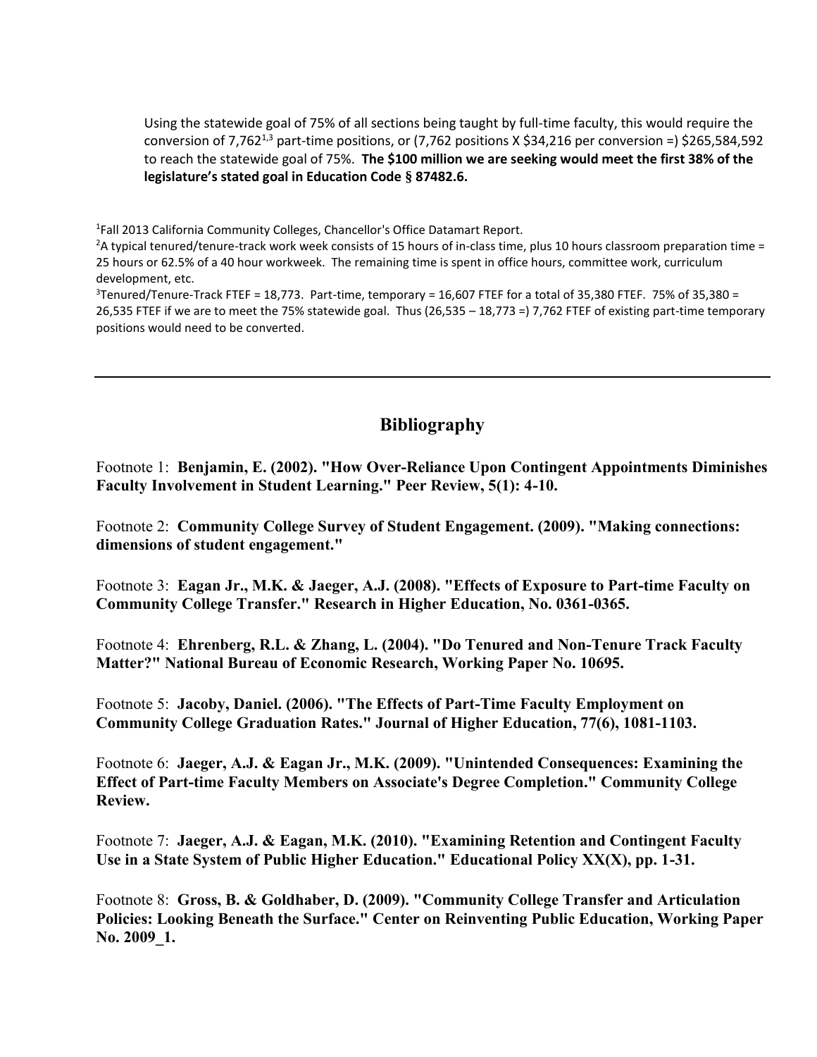Using the statewide goal of 75% of all sections being taught by full-time faculty, this would require the conversion of 7,762[1,3] part-time positions, or (7,762 positions X $34,216 per conversion =) $265,584,592 to reach the statewide goal of 75%. **The $100 million we are seeking would meet the first 38% of the legislature's stated goal in Education Code § 87482.6.**

[1]Fall 2013 California Community Colleges, Chancellor's Office Datamart Report.

[2]A typical tenured/tenure-track work week consists of 15 hours of in-class time, plus 10 hours classroom preparation time = 25 hours or 62.5% of a 40 hour workweek. The remaining time is spent in office hours, committee work, curriculum development, etc.

[3]Tenured/Tenure-Track FTEF = 18,773. Part-time, temporary = 16,607 FTEF for a total of 35,380 FTEF. 75% of 35,380 = 26,535 FTEF if we are to meet the 75% statewide goal. Thus (26,535 – 18,773 =) 7,762 FTEF of existing part-time temporary positions would need to be converted.

---

## Bibliography

Footnote 1: **Benjamin, E. (2002). "How Over-Reliance Upon Contingent Appointments Diminishes Faculty Involvement in Student Learning." Peer Review, 5(1): 4-10.**

Footnote 2: **Community College Survey of Student Engagement. (2009). "Making connections: dimensions of student engagement."**

Footnote 3: **Eagan Jr., M.K. & Jaeger, A.J. (2008). "Effects of Exposure to Part-time Faculty on Community College Transfer." Research in Higher Education, No. 0361-0365.**

Footnote 4: **Ehrenberg, R.L. & Zhang, L. (2004). "Do Tenured and Non-Tenure Track Faculty Matter?" National Bureau of Economic Research, Working Paper No. 10695.**

Footnote 5: **Jacoby, Daniel. (2006). "The Effects of Part-Time Faculty Employment on Community College Graduation Rates." Journal of Higher Education, 77(6), 1081-1103.**

Footnote 6: **Jaeger, A.J. & Eagan Jr., M.K. (2009). "Unintended Consequences: Examining the Effect of Part-time Faculty Members on Associate's Degree Completion." Community College Review.**

Footnote 7: **Jaeger, A.J. & Eagan, M.K. (2010). "Examining Retention and Contingent Faculty Use in a State System of Public Higher Education." Educational Policy XX(X), pp. 1-31.**

Footnote 8: **Gross, B. & Goldhaber, D. (2009). "Community College Transfer and Articulation Policies: Looking Beneath the Surface." Center on Reinventing Public Education, Working Paper No. 2009_1.**